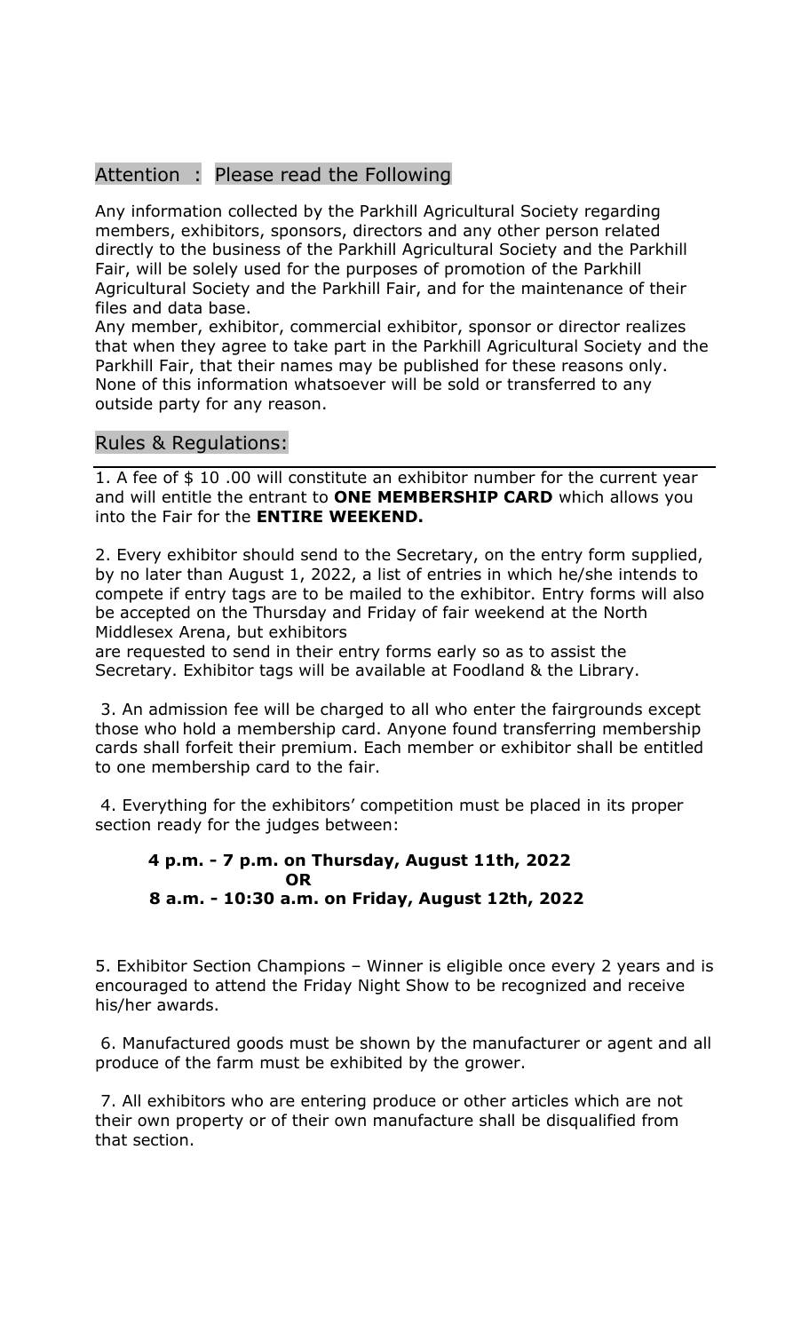## Attention : Please read the Following

Any information collected by the Parkhill Agricultural Society regarding members, exhibitors, sponsors, directors and any other person related directly to the business of the Parkhill Agricultural Society and the Parkhill Fair, will be solely used for the purposes of promotion of the Parkhill Agricultural Society and the Parkhill Fair, and for the maintenance of their files and data base.

Any member, exhibitor, commercial exhibitor, sponsor or director realizes that when they agree to take part in the Parkhill Agricultural Society and the Parkhill Fair, that their names may be published for these reasons only. None of this information whatsoever will be sold or transferred to any outside party for any reason.

## Rules & Regulations:

1. A fee of $ 10 .00 will constitute an exhibitor number for the current year and will entitle the entrant to **ONE MEMBERSHIP CARD** which allows you into the Fair for the **ENTIRE WEEKEND.**

2. Every exhibitor should send to the Secretary, on the entry form supplied, by no later than August 1, 2022, a list of entries in which he/she intends to compete if entry tags are to be mailed to the exhibitor. Entry forms will also be accepted on the Thursday and Friday of fair weekend at the North Middlesex Arena, but exhibitors are requested to send in their entry forms early so as to assist the Secretary. Exhibitor tags will be available at Foodland & the Library.

3. An admission fee will be charged to all who enter the fairgrounds except those who hold a membership card. Anyone found transferring membership cards shall forfeit their premium. Each member or exhibitor shall be entitled to one membership card to the fair.

4. Everything for the exhibitors' competition must be placed in its proper section ready for the judges between:

**4 p.m. - 7 p.m. on Thursday, August 11th, 2022**
**OR**
**8 a.m. - 10:30 a.m. on Friday, August 12th, 2022**

5. Exhibitor Section Champions – Winner is eligible once every 2 years and is encouraged to attend the Friday Night Show to be recognized and receive his/her awards.

6. Manufactured goods must be shown by the manufacturer or agent and all produce of the farm must be exhibited by the grower.

7. All exhibitors who are entering produce or other articles which are not their own property or of their own manufacture shall be disqualified from that section.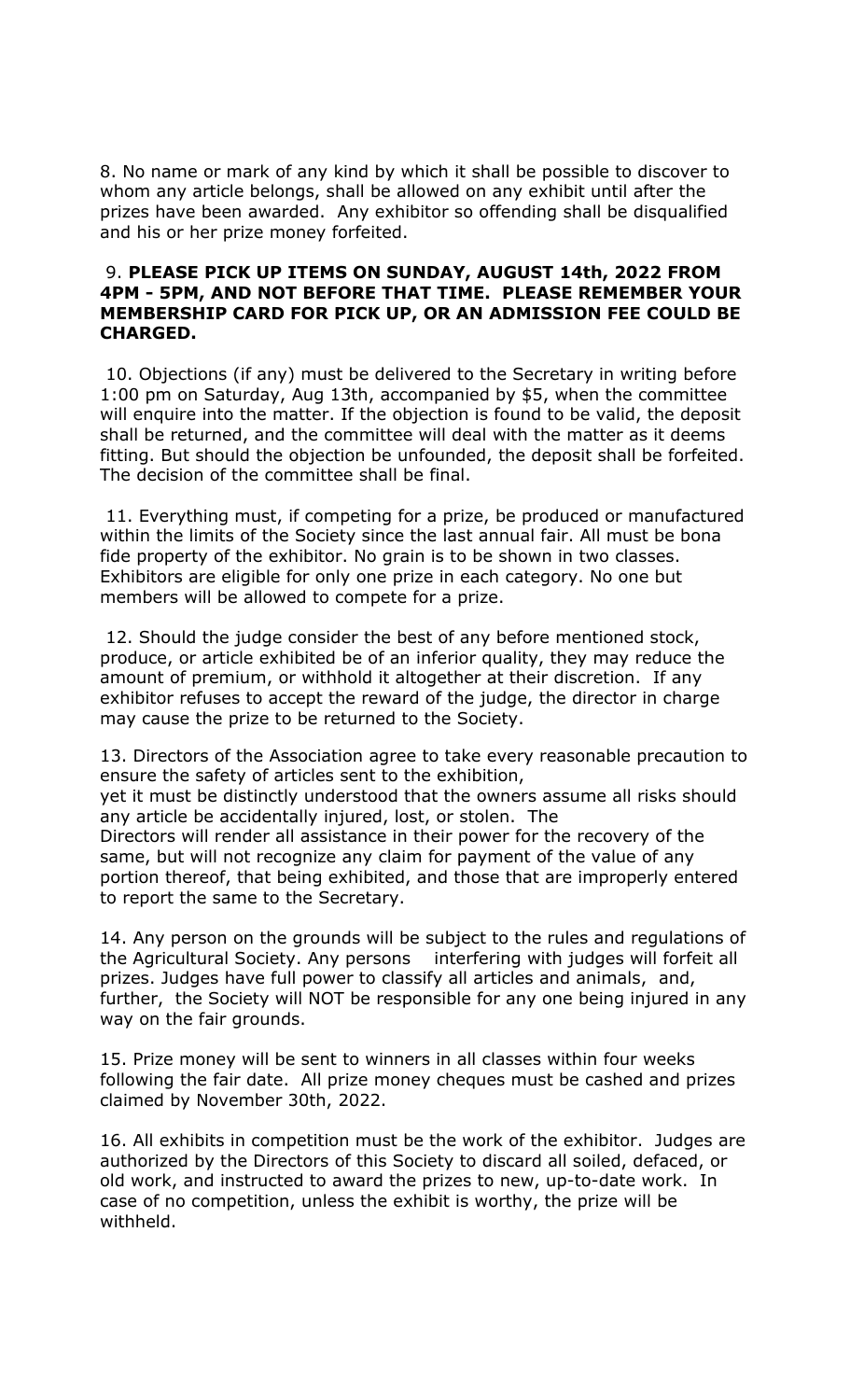8. No name or mark of any kind by which it shall be possible to discover to whom any article belongs, shall be allowed on any exhibit until after the prizes have been awarded. Any exhibitor so offending shall be disqualified and his or her prize money forfeited.

9. **PLEASE PICK UP ITEMS ON SUNDAY, AUGUST 14th, 2022 FROM 4PM - 5PM, AND NOT BEFORE THAT TIME. PLEASE REMEMBER YOUR MEMBERSHIP CARD FOR PICK UP, OR AN ADMISSION FEE COULD BE CHARGED.**

10. Objections (if any) must be delivered to the Secretary in writing before 1:00 pm on Saturday, Aug 13th, accompanied by $5, when the committee will enquire into the matter. If the objection is found to be valid, the deposit shall be returned, and the committee will deal with the matter as it deems fitting. But should the objection be unfounded, the deposit shall be forfeited. The decision of the committee shall be final.

11. Everything must, if competing for a prize, be produced or manufactured within the limits of the Society since the last annual fair. All must be bona fide property of the exhibitor. No grain is to be shown in two classes. Exhibitors are eligible for only one prize in each category. No one but members will be allowed to compete for a prize.

12. Should the judge consider the best of any before mentioned stock, produce, or article exhibited be of an inferior quality, they may reduce the amount of premium, or withhold it altogether at their discretion. If any exhibitor refuses to accept the reward of the judge, the director in charge may cause the prize to be returned to the Society.

13. Directors of the Association agree to take every reasonable precaution to ensure the safety of articles sent to the exhibition,
yet it must be distinctly understood that the owners assume all risks should any article be accidentally injured, lost, or stolen. The
Directors will render all assistance in their power for the recovery of the same, but will not recognize any claim for payment of the value of any portion thereof, that being exhibited, and those that are improperly entered to report the same to the Secretary.

14. Any person on the grounds will be subject to the rules and regulations of the Agricultural Society. Any persons interfering with judges will forfeit all prizes. Judges have full power to classify all articles and animals, and, further, the Society will NOT be responsible for any one being injured in any way on the fair grounds.

15. Prize money will be sent to winners in all classes within four weeks following the fair date. All prize money cheques must be cashed and prizes claimed by November 30th, 2022.

16. All exhibits in competition must be the work of the exhibitor. Judges are authorized by the Directors of this Society to discard all soiled, defaced, or old work, and instructed to award the prizes to new, up-to-date work. In case of no competition, unless the exhibit is worthy, the prize will be withheld.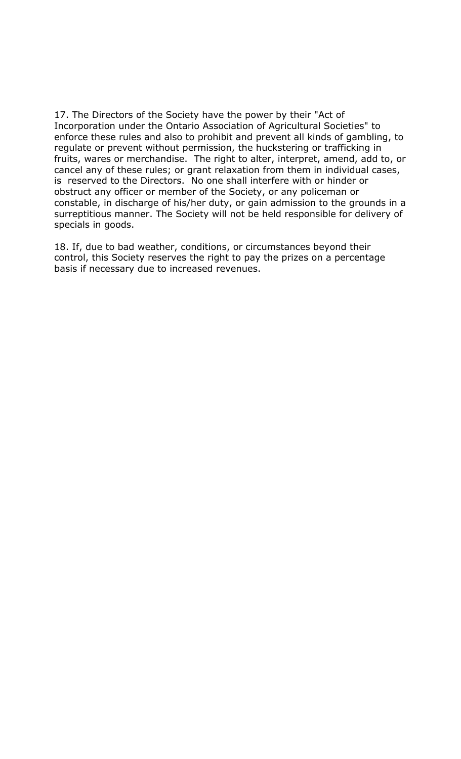17. The Directors of the Society have the power by their "Act of Incorporation under the Ontario Association of Agricultural Societies" to enforce these rules and also to prohibit and prevent all kinds of gambling, to regulate or prevent without permission, the huckstering or trafficking in fruits, wares or merchandise. The right to alter, interpret, amend, add to, or cancel any of these rules; or grant relaxation from them in individual cases, is reserved to the Directors. No one shall interfere with or hinder or obstruct any officer or member of the Society, or any policeman or constable, in discharge of his/her duty, or gain admission to the grounds in a surreptitious manner. The Society will not be held responsible for delivery of specials in goods.

18. If, due to bad weather, conditions, or circumstances beyond their control, this Society reserves the right to pay the prizes on a percentage basis if necessary due to increased revenues.